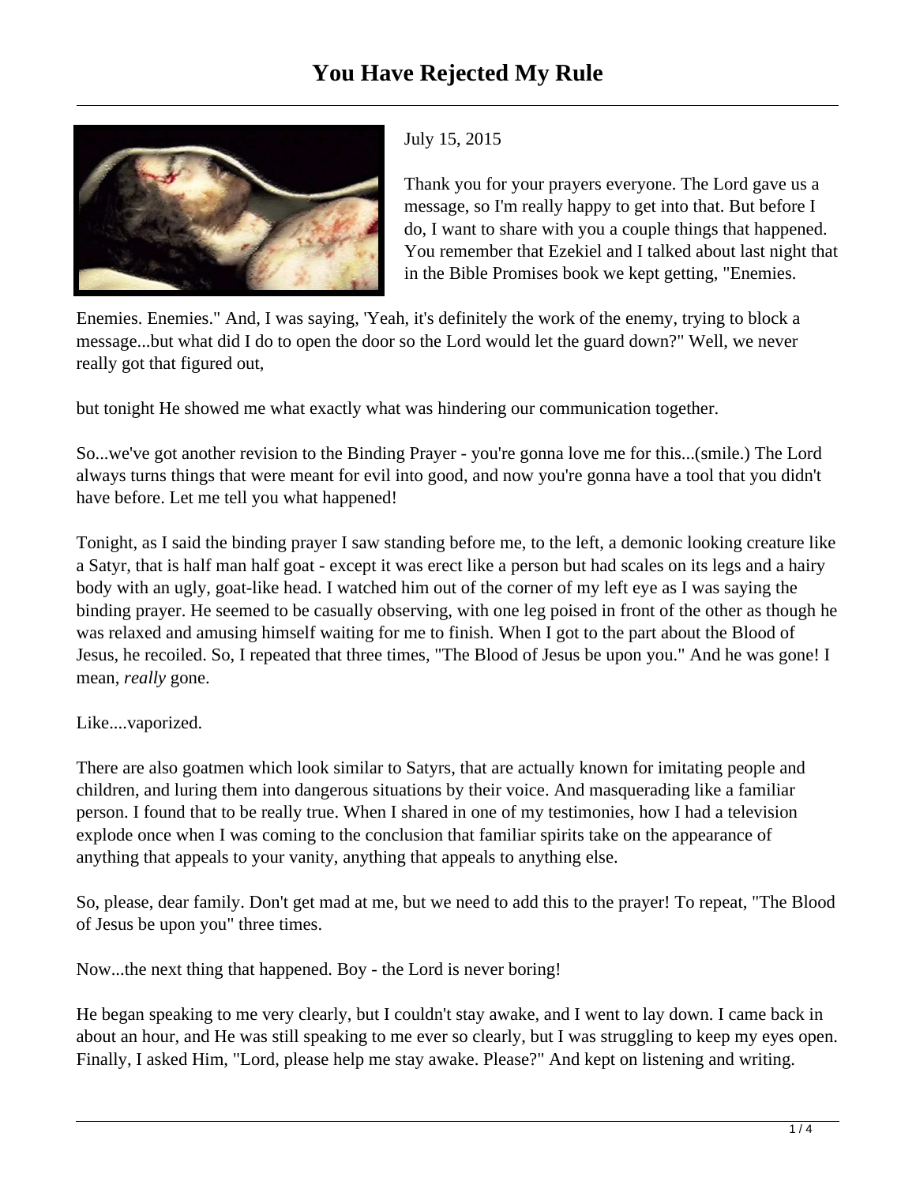# You Have Rejected My Rule

July 15, 2015

Thank you for your prayers everyone. The Lord gave us a message, so I'm really happy to get into that. But before I do, I want to share with you a couple things that happened. You remember that Ezekiel and I talked about last night that in the Bible Promises book we kept getting, "Enemies. Enemies. Enemies." And, I was saying, 'Yeah, it's definitely the work of the enemy, trying to block a message...but what did I do to open the door so the Lord would let the guard down?" Well, we never really got that figured out,

but tonight He showed me what exactly what was hindering our communication together.

So...we've got another revision to the Binding Prayer - you're gonna love me for this...(smile.) The Lord always turns things that were meant for evil into good, and now you're gonna have a tool that you didn't have before. Let me tell you what happened!

Tonight, as I said the binding prayer I saw standing before me, to the left, a demonic looking creature like a Satyr, that is half man half goat - except it was erect like a person but had scales on its legs and a hairy body with an ugly, goat-like head. I watched him out of the corner of my left eye as I was saying the binding prayer. He seemed to be casually observing, with one leg poised in front of the other as though he was relaxed and amusing himself waiting for me to finish. When I got to the part about the Blood of Jesus, he recoiled. So, I repeated that three times, "The Blood of Jesus be upon you." And he was gone! I mean, *really* gone.

Like....vaporized.

There are also goatmen which look similar to Satyrs, that are actually known for imitating people and children, and luring them into dangerous situations by their voice. And masquerading like a familiar person. I found that to be really true. When I shared in one of my testimonies, how I had a television explode once when I was coming to the conclusion that familiar spirits take on the appearance of anything that appeals to your vanity, anything that appeals to anything else.

So, please, dear family. Don't get mad at me, but we need to add this to the prayer! To repeat, "The Blood of Jesus be upon you" three times.

Now...the next thing that happened. Boy - the Lord is never boring!

He began speaking to me very clearly, but I couldn't stay awake, and I went to lay down. I came back in about an hour, and He was still speaking to me ever so clearly, but I was struggling to keep my eyes open. Finally, I asked Him, "Lord, please help me stay awake. Please?" And kept on listening and writing.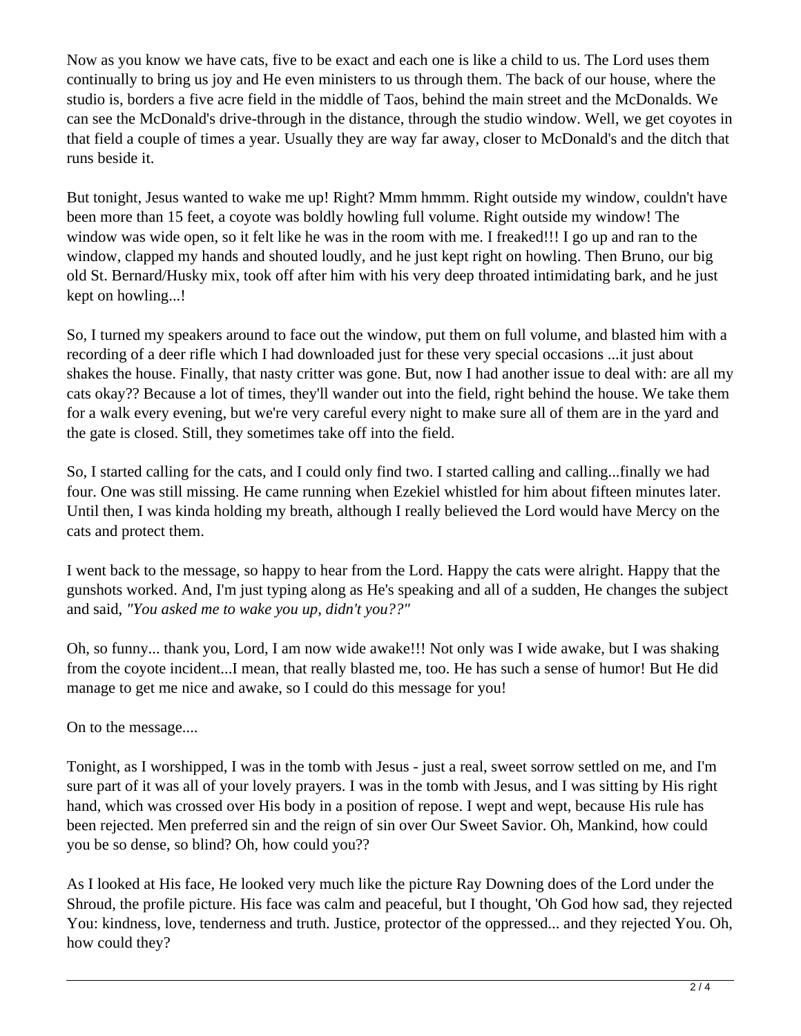Now as you know we have cats, five to be exact and each one is like a child to us. The Lord uses them continually to bring us joy and He even ministers to us through them. The back of our house, where the studio is, borders a five acre field in the middle of Taos, behind the main street and the McDonalds. We can see the McDonald's drive-through in the distance, through the studio window. Well, we get coyotes in that field a couple of times a year. Usually they are way far away, closer to McDonald's and the ditch that runs beside it.

But tonight, Jesus wanted to wake me up! Right? Mmm hmmm. Right outside my window, couldn't have been more than 15 feet, a coyote was boldly howling full volume. Right outside my window! The window was wide open, so it felt like he was in the room with me. I freaked!!! I go up and ran to the window, clapped my hands and shouted loudly, and he just kept right on howling. Then Bruno, our big old St. Bernard/Husky mix, took off after him with his very deep throated intimidating bark, and he just kept on howling...!

So, I turned my speakers around to face out the window, put them on full volume, and blasted him with a recording of a deer rifle which I had downloaded just for these very special occasions ...it just about shakes the house. Finally, that nasty critter was gone. But, now I had another issue to deal with: are all my cats okay?? Because a lot of times, they'll wander out into the field, right behind the house. We take them for a walk every evening, but we're very careful every night to make sure all of them are in the yard and the gate is closed. Still, they sometimes take off into the field.

So, I started calling for the cats, and I could only find two. I started calling and calling...finally we had four. One was still missing. He came running when Ezekiel whistled for him about fifteen minutes later. Until then, I was kinda holding my breath, although I really believed the Lord would have Mercy on the cats and protect them.

I went back to the message, so happy to hear from the Lord. Happy the cats were alright. Happy that the gunshots worked. And, I'm just typing along as He's speaking and all of a sudden, He changes the subject and said, *"You asked me to wake you up, didn't you??"*

Oh, so funny... thank you, Lord, I am now wide awake!!! Not only was I wide awake, but I was shaking from the coyote incident...I mean, that really blasted me, too. He has such a sense of humor! But He did manage to get me nice and awake, so I could do this message for you!

On to the message....

Tonight, as I worshipped, I was in the tomb with Jesus - just a real, sweet sorrow settled on me, and I'm sure part of it was all of your lovely prayers. I was in the tomb with Jesus, and I was sitting by His right hand, which was crossed over His body in a position of repose. I wept and wept, because His rule has been rejected. Men preferred sin and the reign of sin over Our Sweet Savior. Oh, Mankind, how could you be so dense, so blind? Oh, how could you??

As I looked at His face, He looked very much like the picture Ray Downing does of the Lord under the Shroud, the profile picture. His face was calm and peaceful, but I thought, 'Oh God how sad, they rejected You: kindness, love, tenderness and truth. Justice, protector of the oppressed... and they rejected You. Oh, how could they?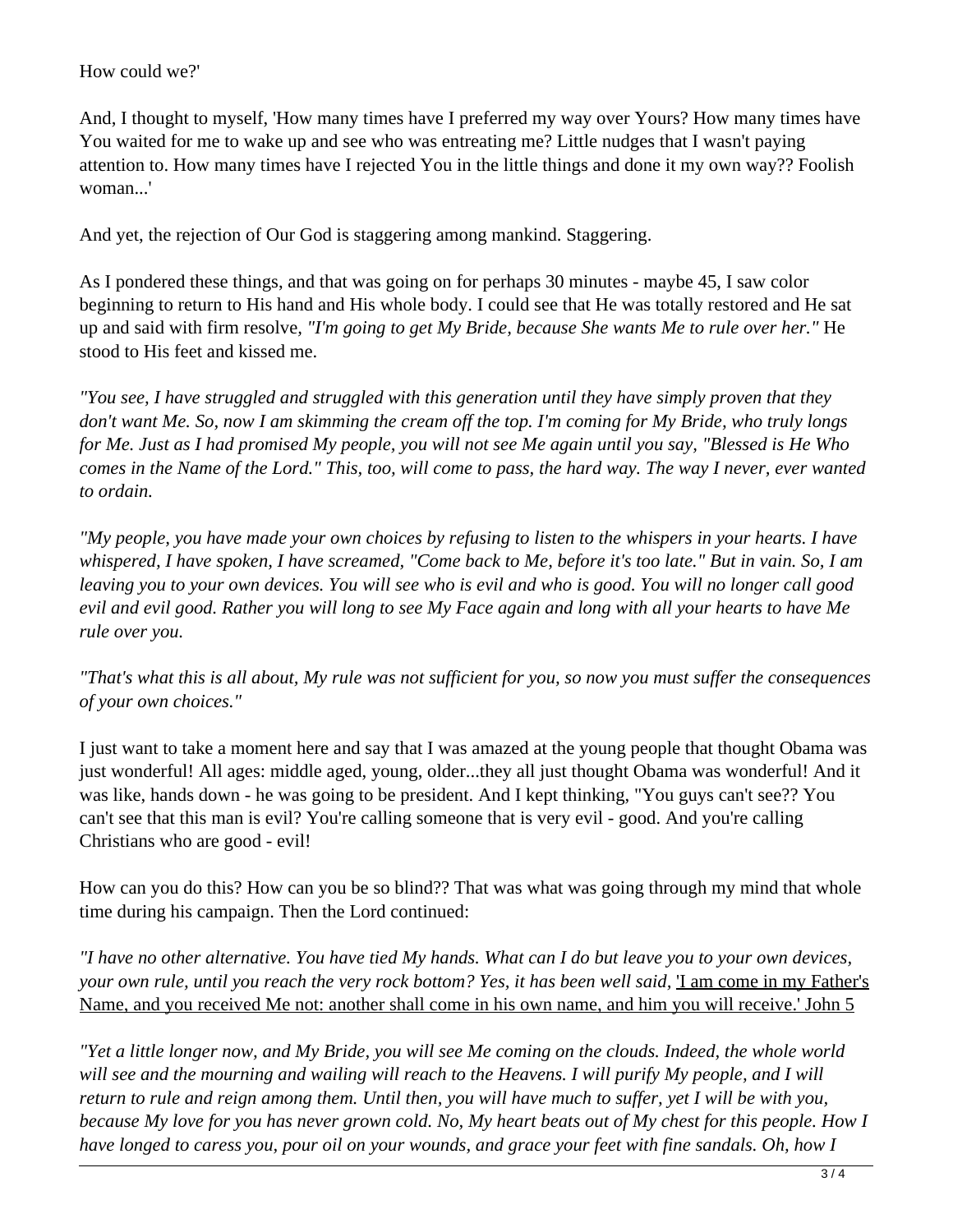How could we?'

And, I thought to myself, 'How many times have I preferred my way over Yours? How many times have You waited for me to wake up and see who was entreating me? Little nudges that I wasn't paying attention to. How many times have I rejected You in the little things and done it my own way?? Foolish woman...'

And yet, the rejection of Our God is staggering among mankind. Staggering.

As I pondered these things, and that was going on for perhaps 30 minutes - maybe 45, I saw color beginning to return to His hand and His whole body. I could see that He was totally restored and He sat up and said with firm resolve, *"I'm going to get My Bride, because She wants Me to rule over her."* He stood to His feet and kissed me.

*"You see, I have struggled and struggled with this generation until they have simply proven that they don't want Me. So, now I am skimming the cream off the top. I'm coming for My Bride, who truly longs for Me. Just as I had promised My people, you will not see Me again until you say, "Blessed is He Who comes in the Name of the Lord." This, too, will come to pass, the hard way. The way I never, ever wanted to ordain.*

*"My people, you have made your own choices by refusing to listen to the whispers in your hearts. I have whispered, I have spoken, I have screamed, "Come back to Me, before it's too late." But in vain. So, I am leaving you to your own devices. You will see who is evil and who is good. You will no longer call good evil and evil good. Rather you will long to see My Face again and long with all your hearts to have Me rule over you.*

*"That's what this is all about, My rule was not sufficient for you, so now you must suffer the consequences of your own choices."*

I just want to take a moment here and say that I was amazed at the young people that thought Obama was just wonderful! All ages: middle aged, young, older...they all just thought Obama was wonderful! And it was like, hands down - he was going to be president. And I kept thinking, "You guys can't see?? You can't see that this man is evil? You're calling someone that is very evil - good. And you're calling Christians who are good - evil!

How can you do this? How can you be so blind?? That was what was going through my mind that whole time during his campaign. Then the Lord continued:

*"I have no other alternative. You have tied My hands. What can I do but leave you to your own devices, your own rule, until you reach the very rock bottom? Yes, it has been well said,* 'I am come in my Father's Name, and you received Me not: another shall come in his own name, and him you will receive.' John 5

*"Yet a little longer now, and My Bride, you will see Me coming on the clouds. Indeed, the whole world will see and the mourning and wailing will reach to the Heavens. I will purify My people, and I will return to rule and reign among them. Until then, you will have much to suffer, yet I will be with you, because My love for you has never grown cold. No, My heart beats out of My chest for this people. How I have longed to caress you, pour oil on your wounds, and grace your feet with fine sandals. Oh, how I*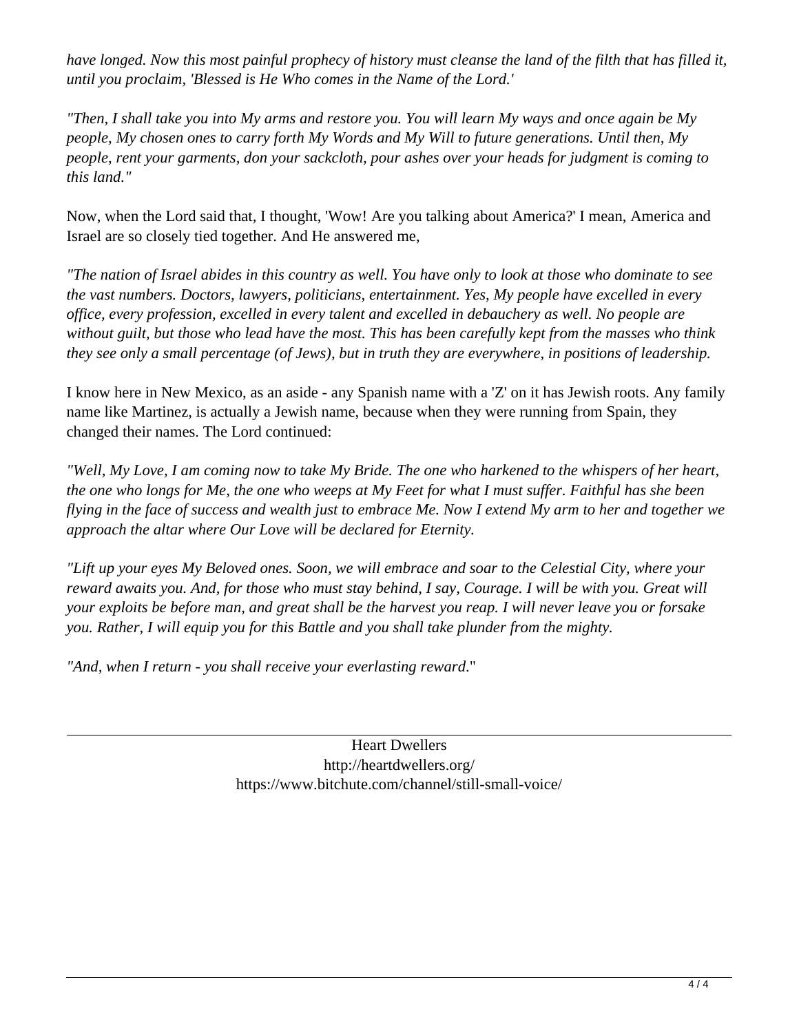*have longed. Now this most painful prophecy of history must cleanse the land of the filth that has filled it, until you proclaim, 'Blessed is He Who comes in the Name of the Lord.'*

*"Then, I shall take you into My arms and restore you. You will learn My ways and once again be My people, My chosen ones to carry forth My Words and My Will to future generations. Until then, My people, rent your garments, don your sackcloth, pour ashes over your heads for judgment is coming to this land."*

Now, when the Lord said that, I thought, 'Wow! Are you talking about America?' I mean, America and Israel are so closely tied together. And He answered me,

*"The nation of Israel abides in this country as well. You have only to look at those who dominate to see the vast numbers. Doctors, lawyers, politicians, entertainment. Yes, My people have excelled in every office, every profession, excelled in every talent and excelled in debauchery as well. No people are without guilt, but those who lead have the most. This has been carefully kept from the masses who think they see only a small percentage (of Jews), but in truth they are everywhere, in positions of leadership.*

I know here in New Mexico, as an aside - any Spanish name with a 'Z' on it has Jewish roots. Any family name like Martinez, is actually a Jewish name, because when they were running from Spain, they changed their names. The Lord continued:

*"Well, My Love, I am coming now to take My Bride. The one who harkened to the whispers of her heart, the one who longs for Me, the one who weeps at My Feet for what I must suffer. Faithful has she been flying in the face of success and wealth just to embrace Me. Now I extend My arm to her and together we approach the altar where Our Love will be declared for Eternity.*

*"Lift up your eyes My Beloved ones. Soon, we will embrace and soar to the Celestial City, where your reward awaits you. And, for those who must stay behind, I say, Courage. I will be with you. Great will your exploits be before man, and great shall be the harvest you reap. I will never leave you or forsake you. Rather, I will equip you for this Battle and you shall take plunder from the mighty.*

*"And, when I return - you shall receive your everlasting reward.*"

Heart Dwellers
http://heartdwellers.org/
https://www.bitchute.com/channel/still-small-voice/